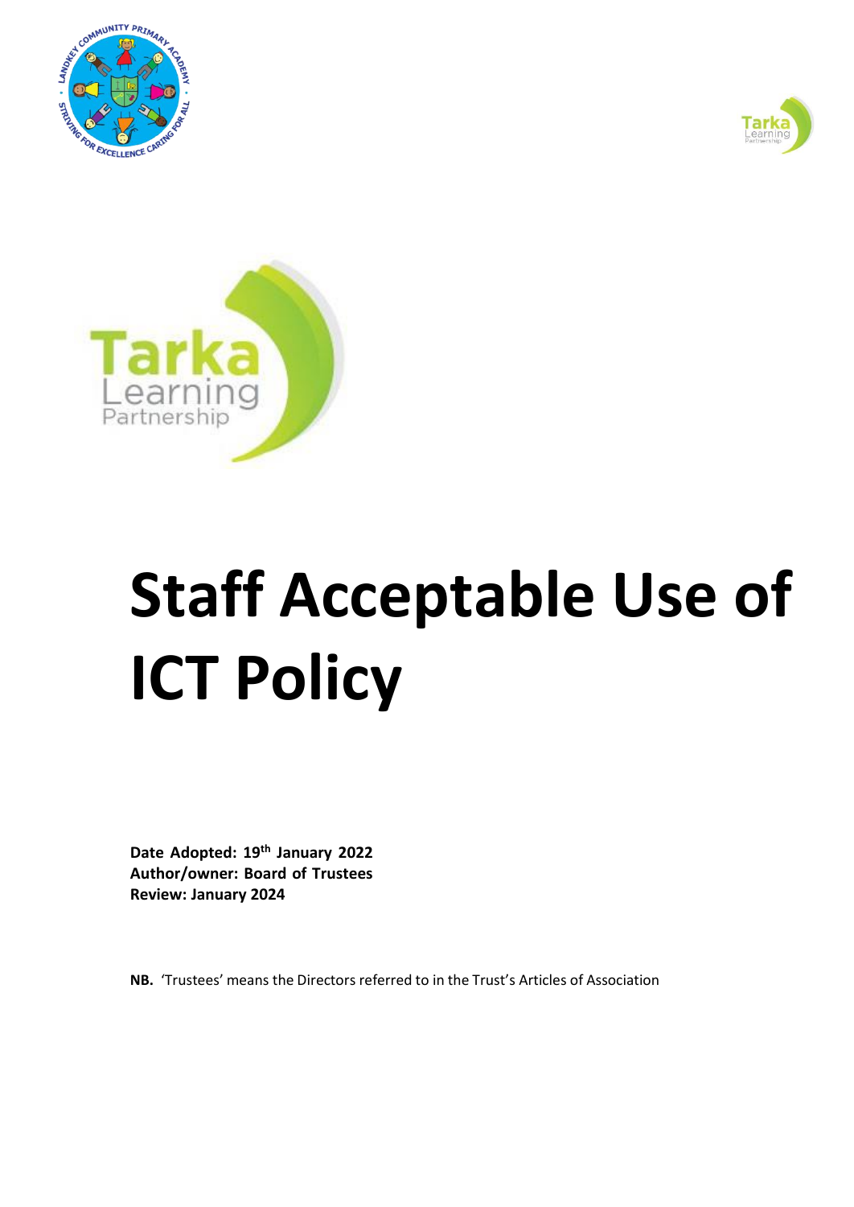# Staff Acceptable Use of ICT Policy

**Date Adopted: 19th January 2022**
**Author/owner: Board of Trustees**
**Review: January 2024**

**NB.** 'Trustees' means the Directors referred to in the Trust's Articles of Association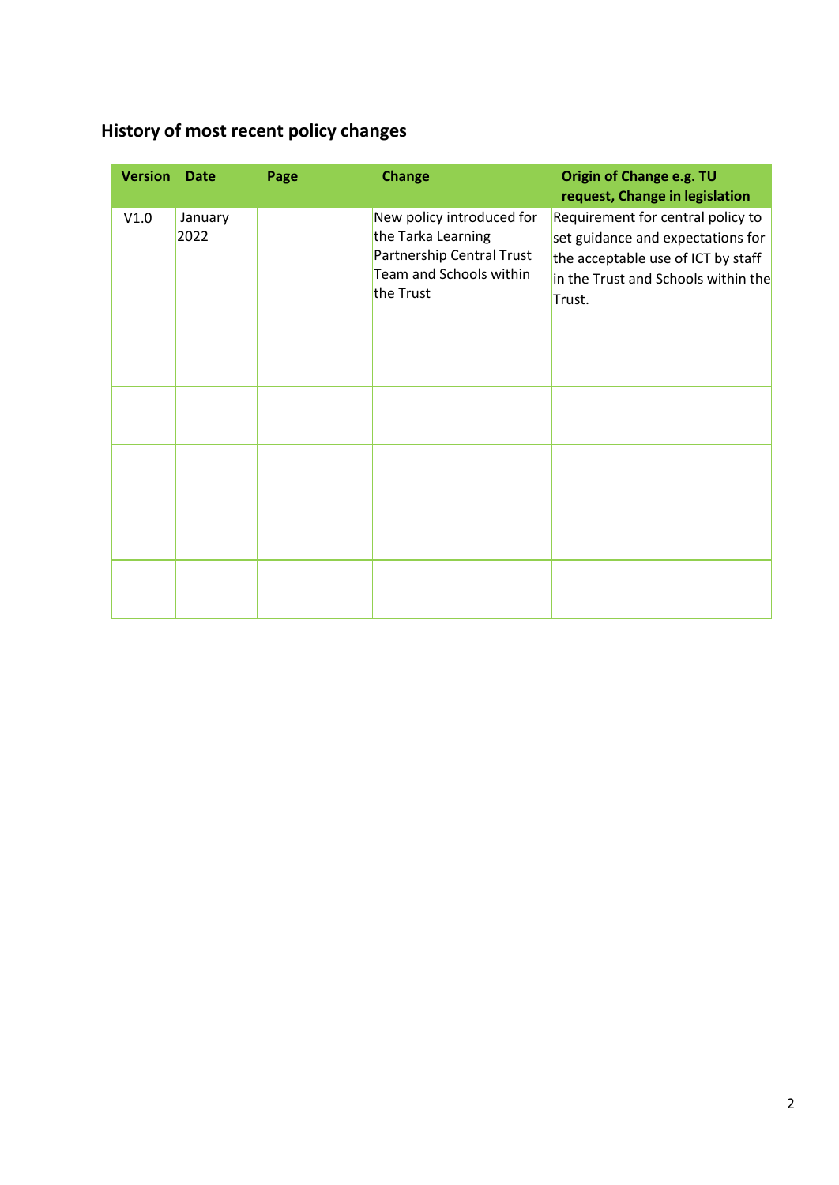## History of most recent policy changes

| Version | Date | Page | Change | Origin of Change e.g. TU request, Change in legislation |
|---|---|---|---|---|
| V1.0 | January 2022 | | New policy introduced for the Tarka Learning Partnership Central Trust Team and Schools within the Trust | Requirement for central policy to set guidance and expectations for the acceptable use of ICT by staff in the Trust and Schools within the Trust. |
| | | | | |
| | | | | |
| | | | | |
| | | | | |
| | | | | |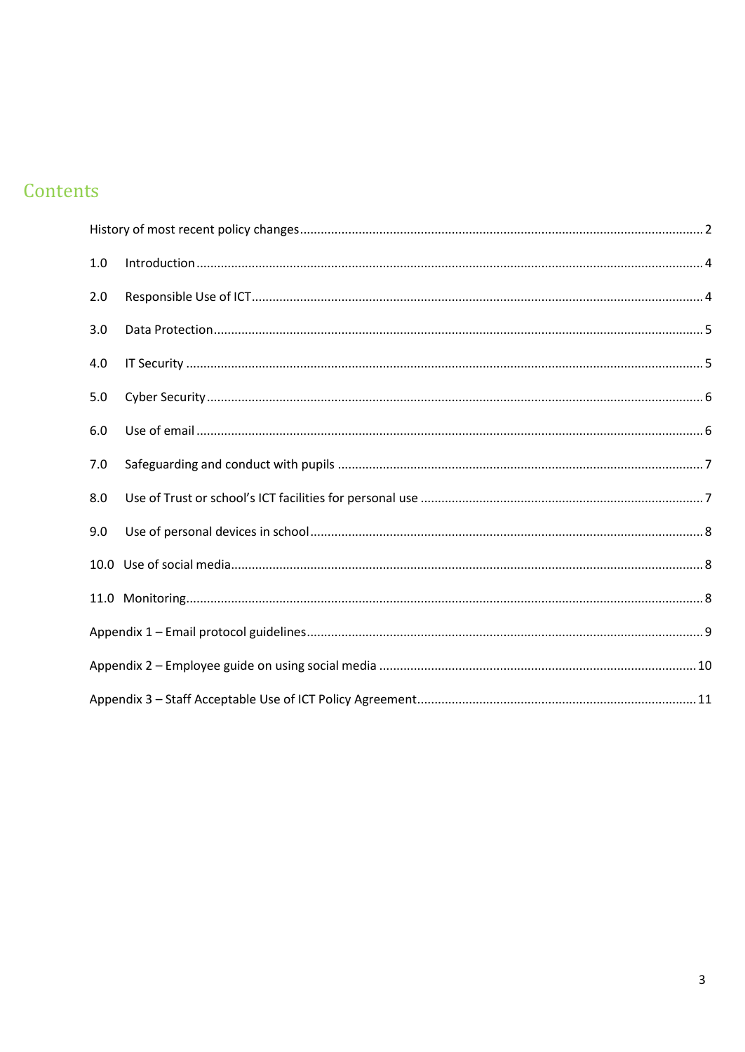## Contents

History of most recent policy changes ..... 2

1.0 Introduction ..... 4

2.0 Responsible Use of ICT ..... 4

3.0 Data Protection ..... 5

4.0 IT Security ..... 5

5.0 Cyber Security ..... 6

6.0 Use of email ..... 6

7.0 Safeguarding and conduct with pupils ..... 7

8.0 Use of Trust or school's ICT facilities for personal use ..... 7

9.0 Use of personal devices in school ..... 8

10.0 Use of social media ..... 8

11.0 Monitoring ..... 8

Appendix 1 – Email protocol guidelines ..... 9

Appendix 2 – Employee guide on using social media ..... 10

Appendix 3 – Staff Acceptable Use of ICT Policy Agreement ..... 11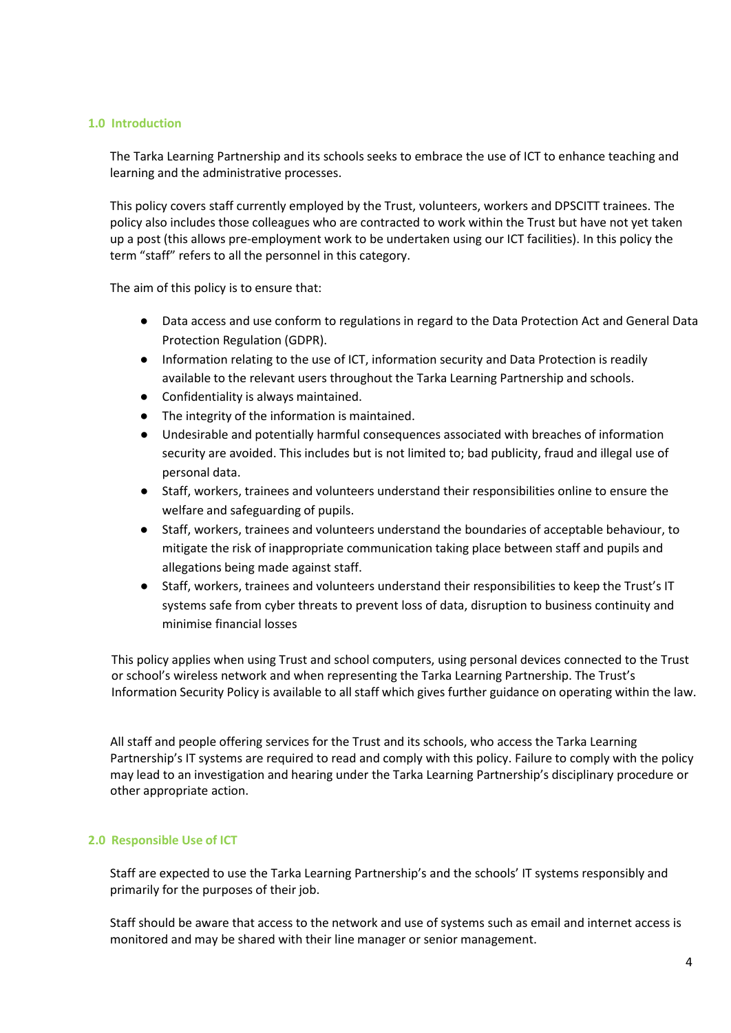## 1.0 Introduction

The Tarka Learning Partnership and its schools seeks to embrace the use of ICT to enhance teaching and learning and the administrative processes.

This policy covers staff currently employed by the Trust, volunteers, workers and DPSCITT trainees. The policy also includes those colleagues who are contracted to work within the Trust but have not yet taken up a post (this allows pre-employment work to be undertaken using our ICT facilities). In this policy the term "staff" refers to all the personnel in this category.

The aim of this policy is to ensure that:

- Data access and use conform to regulations in regard to the Data Protection Act and General Data Protection Regulation (GDPR).
- Information relating to the use of ICT, information security and Data Protection is readily available to the relevant users throughout the Tarka Learning Partnership and schools.
- Confidentiality is always maintained.
- The integrity of the information is maintained.
- Undesirable and potentially harmful consequences associated with breaches of information security are avoided. This includes but is not limited to; bad publicity, fraud and illegal use of personal data.
- Staff, workers, trainees and volunteers understand their responsibilities online to ensure the welfare and safeguarding of pupils.
- Staff, workers, trainees and volunteers understand the boundaries of acceptable behaviour, to mitigate the risk of inappropriate communication taking place between staff and pupils and allegations being made against staff.
- Staff, workers, trainees and volunteers understand their responsibilities to keep the Trust's IT systems safe from cyber threats to prevent loss of data, disruption to business continuity and minimise financial losses

This policy applies when using Trust and school computers, using personal devices connected to the Trust or school's wireless network and when representing the Tarka Learning Partnership. The Trust's Information Security Policy is available to all staff which gives further guidance on operating within the law.

All staff and people offering services for the Trust and its schools, who access the Tarka Learning Partnership's IT systems are required to read and comply with this policy. Failure to comply with the policy may lead to an investigation and hearing under the Tarka Learning Partnership's disciplinary procedure or other appropriate action.

## 2.0 Responsible Use of ICT

Staff are expected to use the Tarka Learning Partnership's and the schools' IT systems responsibly and primarily for the purposes of their job.

Staff should be aware that access to the network and use of systems such as email and internet access is monitored and may be shared with their line manager or senior management.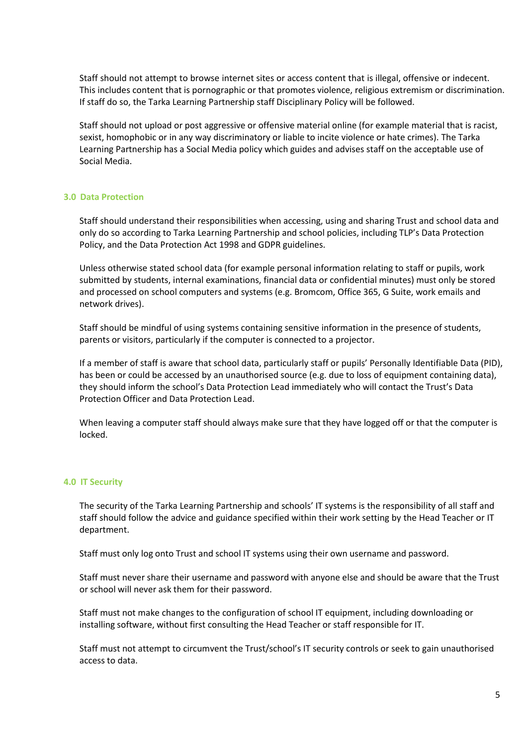Staff should not attempt to browse internet sites or access content that is illegal, offensive or indecent. This includes content that is pornographic or that promotes violence, religious extremism or discrimination. If staff do so, the Tarka Learning Partnership staff Disciplinary Policy will be followed.

Staff should not upload or post aggressive or offensive material online (for example material that is racist, sexist, homophobic or in any way discriminatory or liable to incite violence or hate crimes). The Tarka Learning Partnership has a Social Media policy which guides and advises staff on the acceptable use of Social Media.

## 3.0 Data Protection

Staff should understand their responsibilities when accessing, using and sharing Trust and school data and only do so according to Tarka Learning Partnership and school policies, including TLP's Data Protection Policy, and the Data Protection Act 1998 and GDPR guidelines.

Unless otherwise stated school data (for example personal information relating to staff or pupils, work submitted by students, internal examinations, financial data or confidential minutes) must only be stored and processed on school computers and systems (e.g. Bromcom, Office 365, G Suite, work emails and network drives).

Staff should be mindful of using systems containing sensitive information in the presence of students, parents or visitors, particularly if the computer is connected to a projector.

If a member of staff is aware that school data, particularly staff or pupils' Personally Identifiable Data (PID), has been or could be accessed by an unauthorised source (e.g. due to loss of equipment containing data), they should inform the school's Data Protection Lead immediately who will contact the Trust's Data Protection Officer and Data Protection Lead.

When leaving a computer staff should always make sure that they have logged off or that the computer is locked.

## 4.0 IT Security

The security of the Tarka Learning Partnership and schools' IT systems is the responsibility of all staff and staff should follow the advice and guidance specified within their work setting by the Head Teacher or IT department.

Staff must only log onto Trust and school IT systems using their own username and password.

Staff must never share their username and password with anyone else and should be aware that the Trust or school will never ask them for their password.

Staff must not make changes to the configuration of school IT equipment, including downloading or installing software, without first consulting the Head Teacher or staff responsible for IT.

Staff must not attempt to circumvent the Trust/school's IT security controls or seek to gain unauthorised access to data.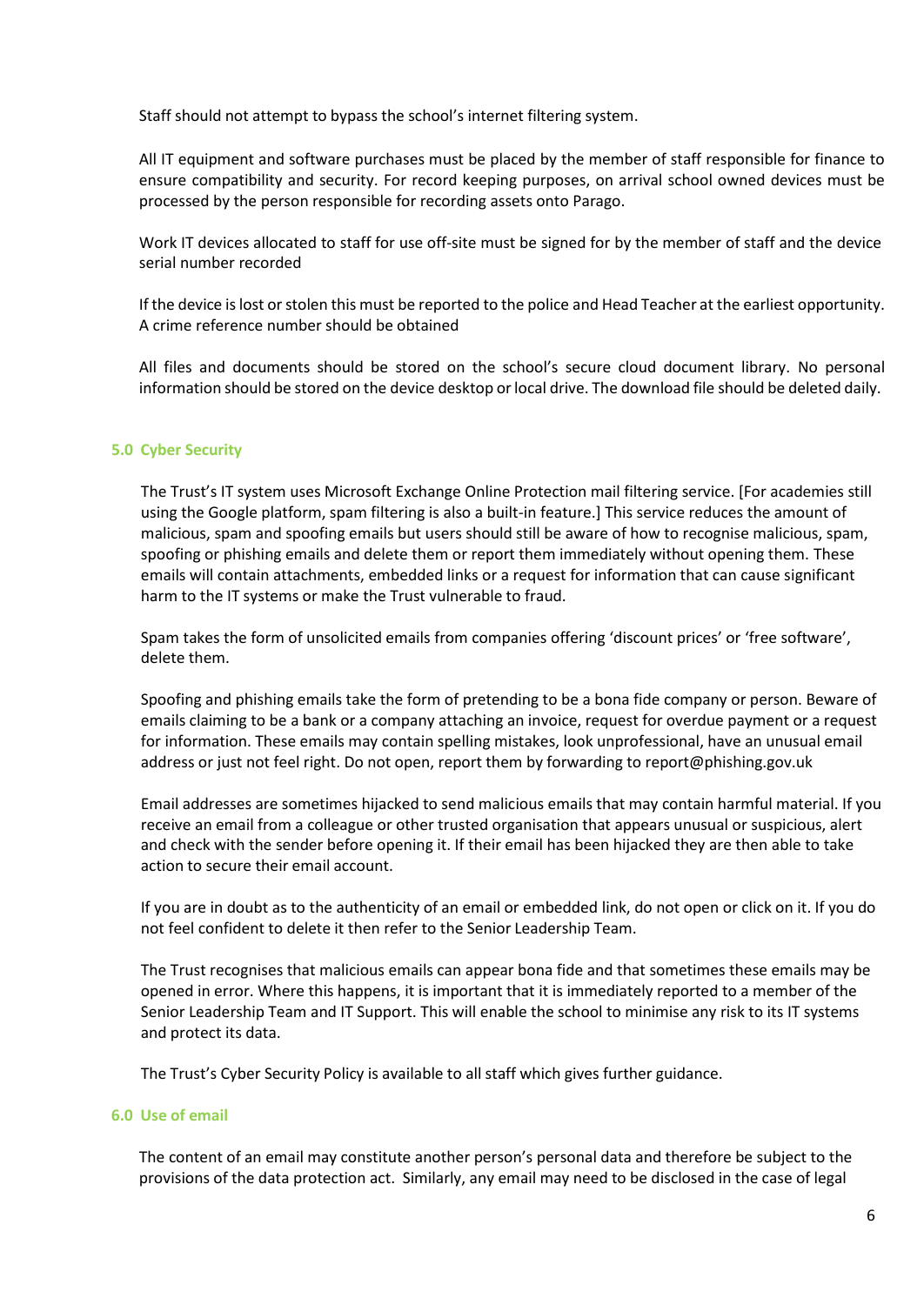Staff should not attempt to bypass the school's internet filtering system.

All IT equipment and software purchases must be placed by the member of staff responsible for finance to ensure compatibility and security. For record keeping purposes, on arrival school owned devices must be processed by the person responsible for recording assets onto Parago.

Work IT devices allocated to staff for use off-site must be signed for by the member of staff and the device serial number recorded

If the device is lost or stolen this must be reported to the police and Head Teacher at the earliest opportunity. A crime reference number should be obtained

All files and documents should be stored on the school's secure cloud document library. No personal information should be stored on the device desktop or local drive. The download file should be deleted daily.

## 5.0 Cyber Security

The Trust's IT system uses Microsoft Exchange Online Protection mail filtering service. [For academies still using the Google platform, spam filtering is also a built-in feature.] This service reduces the amount of malicious, spam and spoofing emails but users should still be aware of how to recognise malicious, spam, spoofing or phishing emails and delete them or report them immediately without opening them. These emails will contain attachments, embedded links or a request for information that can cause significant harm to the IT systems or make the Trust vulnerable to fraud.

Spam takes the form of unsolicited emails from companies offering 'discount prices' or 'free software', delete them.

Spoofing and phishing emails take the form of pretending to be a bona fide company or person. Beware of emails claiming to be a bank or a company attaching an invoice, request for overdue payment or a request for information. These emails may contain spelling mistakes, look unprofessional, have an unusual email address or just not feel right. Do not open, report them by forwarding to report@phishing.gov.uk

Email addresses are sometimes hijacked to send malicious emails that may contain harmful material. If you receive an email from a colleague or other trusted organisation that appears unusual or suspicious, alert and check with the sender before opening it. If their email has been hijacked they are then able to take action to secure their email account.

If you are in doubt as to the authenticity of an email or embedded link, do not open or click on it. If you do not feel confident to delete it then refer to the Senior Leadership Team.

The Trust recognises that malicious emails can appear bona fide and that sometimes these emails may be opened in error. Where this happens, it is important that it is immediately reported to a member of the Senior Leadership Team and IT Support. This will enable the school to minimise any risk to its IT systems and protect its data.

The Trust's Cyber Security Policy is available to all staff which gives further guidance.

## 6.0 Use of email

The content of an email may constitute another person's personal data and therefore be subject to the provisions of the data protection act. Similarly, any email may need to be disclosed in the case of legal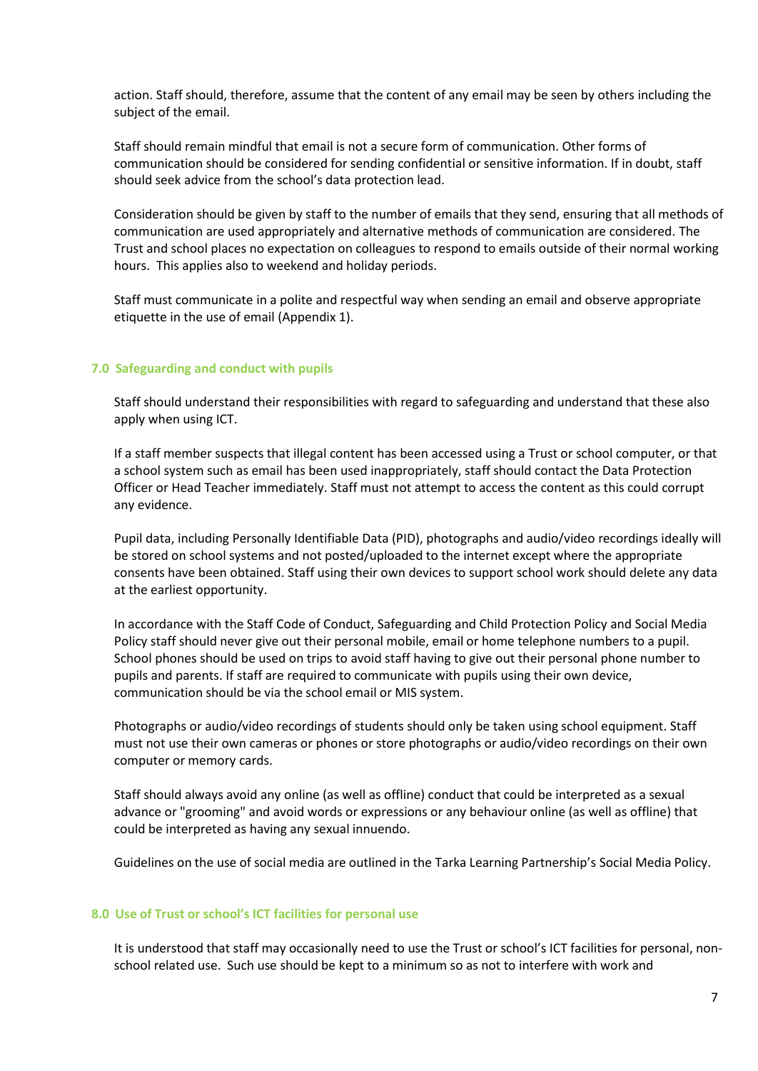action. Staff should, therefore, assume that the content of any email may be seen by others including the subject of the email.

Staff should remain mindful that email is not a secure form of communication. Other forms of communication should be considered for sending confidential or sensitive information. If in doubt, staff should seek advice from the school's data protection lead.

Consideration should be given by staff to the number of emails that they send, ensuring that all methods of communication are used appropriately and alternative methods of communication are considered. The Trust and school places no expectation on colleagues to respond to emails outside of their normal working hours. This applies also to weekend and holiday periods.

Staff must communicate in a polite and respectful way when sending an email and observe appropriate etiquette in the use of email (Appendix 1).

## 7.0 Safeguarding and conduct with pupils

Staff should understand their responsibilities with regard to safeguarding and understand that these also apply when using ICT.

If a staff member suspects that illegal content has been accessed using a Trust or school computer, or that a school system such as email has been used inappropriately, staff should contact the Data Protection Officer or Head Teacher immediately. Staff must not attempt to access the content as this could corrupt any evidence.

Pupil data, including Personally Identifiable Data (PID), photographs and audio/video recordings ideally will be stored on school systems and not posted/uploaded to the internet except where the appropriate consents have been obtained. Staff using their own devices to support school work should delete any data at the earliest opportunity.

In accordance with the Staff Code of Conduct, Safeguarding and Child Protection Policy and Social Media Policy staff should never give out their personal mobile, email or home telephone numbers to a pupil. School phones should be used on trips to avoid staff having to give out their personal phone number to pupils and parents. If staff are required to communicate with pupils using their own device, communication should be via the school email or MIS system.

Photographs or audio/video recordings of students should only be taken using school equipment. Staff must not use their own cameras or phones or store photographs or audio/video recordings on their own computer or memory cards.

Staff should always avoid any online (as well as offline) conduct that could be interpreted as a sexual advance or "grooming" and avoid words or expressions or any behaviour online (as well as offline) that could be interpreted as having any sexual innuendo.

Guidelines on the use of social media are outlined in the Tarka Learning Partnership's Social Media Policy.

## 8.0 Use of Trust or school's ICT facilities for personal use

It is understood that staff may occasionally need to use the Trust or school's ICT facilities for personal, non-school related use. Such use should be kept to a minimum so as not to interfere with work and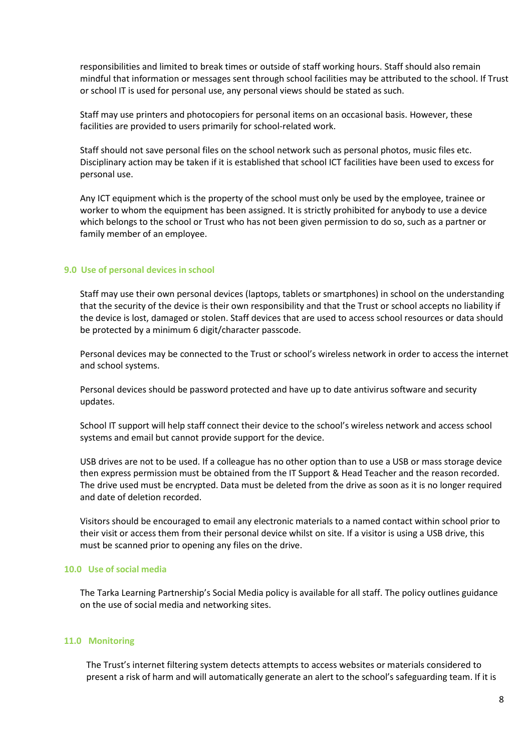responsibilities and limited to break times or outside of staff working hours. Staff should also remain mindful that information or messages sent through school facilities may be attributed to the school. If Trust or school IT is used for personal use, any personal views should be stated as such.

Staff may use printers and photocopiers for personal items on an occasional basis. However, these facilities are provided to users primarily for school-related work.

Staff should not save personal files on the school network such as personal photos, music files etc. Disciplinary action may be taken if it is established that school ICT facilities have been used to excess for personal use.

Any ICT equipment which is the property of the school must only be used by the employee, trainee or worker to whom the equipment has been assigned. It is strictly prohibited for anybody to use a device which belongs to the school or Trust who has not been given permission to do so, such as a partner or family member of an employee.

## 9.0 Use of personal devices in school

Staff may use their own personal devices (laptops, tablets or smartphones) in school on the understanding that the security of the device is their own responsibility and that the Trust or school accepts no liability if the device is lost, damaged or stolen. Staff devices that are used to access school resources or data should be protected by a minimum 6 digit/character passcode.

Personal devices may be connected to the Trust or school's wireless network in order to access the internet and school systems.

Personal devices should be password protected and have up to date antivirus software and security updates.

School IT support will help staff connect their device to the school's wireless network and access school systems and email but cannot provide support for the device.

USB drives are not to be used. If a colleague has no other option than to use a USB or mass storage device then express permission must be obtained from the IT Support & Head Teacher and the reason recorded. The drive used must be encrypted. Data must be deleted from the drive as soon as it is no longer required and date of deletion recorded.

Visitors should be encouraged to email any electronic materials to a named contact within school prior to their visit or access them from their personal device whilst on site. If a visitor is using a USB drive, this must be scanned prior to opening any files on the drive.

## 10.0 Use of social media

The Tarka Learning Partnership's Social Media policy is available for all staff. The policy outlines guidance on the use of social media and networking sites.

## 11.0 Monitoring

The Trust's internet filtering system detects attempts to access websites or materials considered to present a risk of harm and will automatically generate an alert to the school's safeguarding team. If it is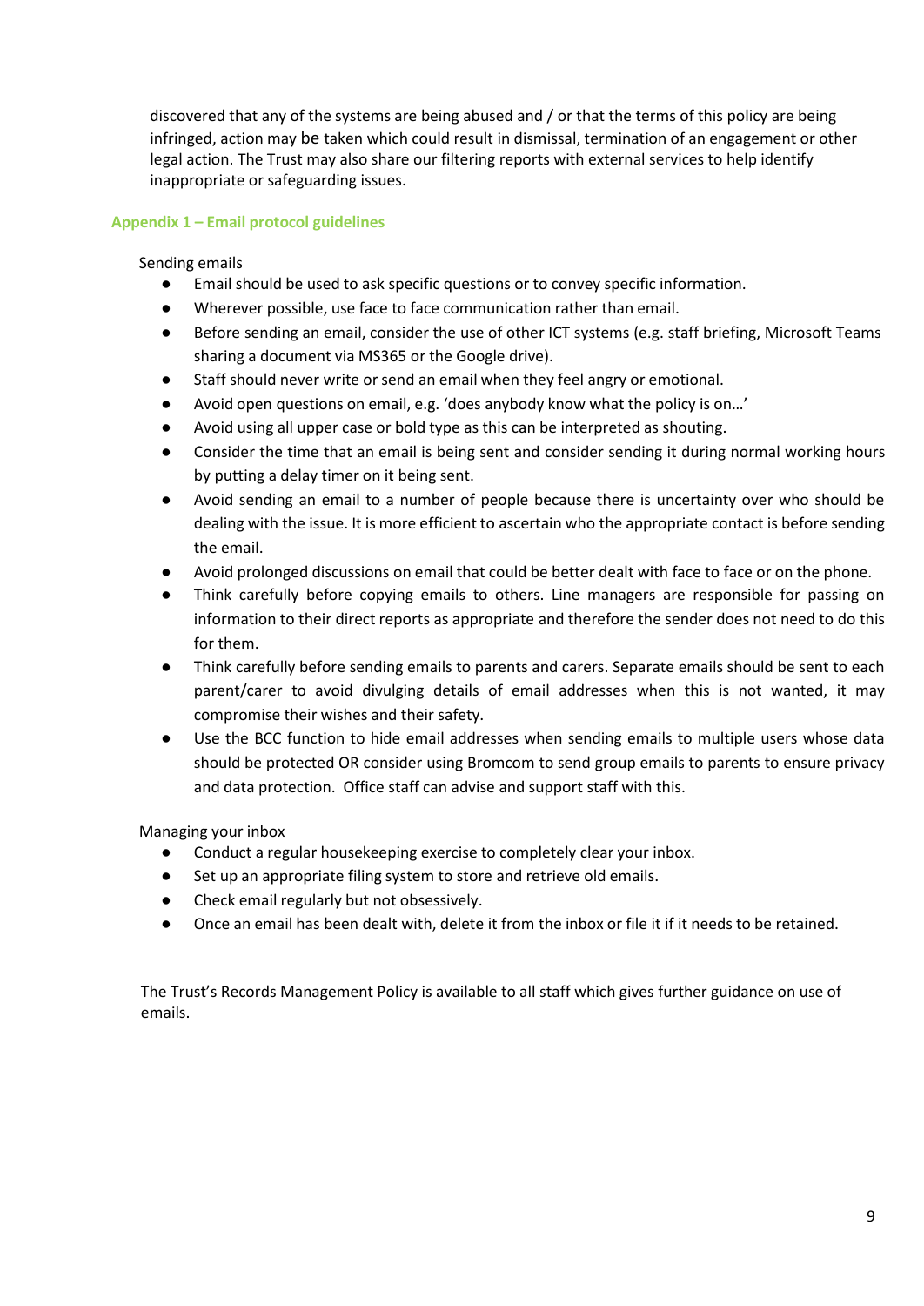discovered that any of the systems are being abused and / or that the terms of this policy are being infringed, action may be taken which could result in dismissal, termination of an engagement or other legal action. The Trust may also share our filtering reports with external services to help identify inappropriate or safeguarding issues.

## Appendix 1 – Email protocol guidelines

Sending emails

- Email should be used to ask specific questions or to convey specific information.
- Wherever possible, use face to face communication rather than email.
- Before sending an email, consider the use of other ICT systems (e.g. staff briefing, Microsoft Teams sharing a document via MS365 or the Google drive).
- Staff should never write or send an email when they feel angry or emotional.
- Avoid open questions on email, e.g. 'does anybody know what the policy is on…'
- Avoid using all upper case or bold type as this can be interpreted as shouting.
- Consider the time that an email is being sent and consider sending it during normal working hours by putting a delay timer on it being sent.
- Avoid sending an email to a number of people because there is uncertainty over who should be dealing with the issue. It is more efficient to ascertain who the appropriate contact is before sending the email.
- Avoid prolonged discussions on email that could be better dealt with face to face or on the phone.
- Think carefully before copying emails to others. Line managers are responsible for passing on information to their direct reports as appropriate and therefore the sender does not need to do this for them.
- Think carefully before sending emails to parents and carers. Separate emails should be sent to each parent/carer to avoid divulging details of email addresses when this is not wanted, it may compromise their wishes and their safety.
- Use the BCC function to hide email addresses when sending emails to multiple users whose data should be protected OR consider using Bromcom to send group emails to parents to ensure privacy and data protection. Office staff can advise and support staff with this.

Managing your inbox

- Conduct a regular housekeeping exercise to completely clear your inbox.
- Set up an appropriate filing system to store and retrieve old emails.
- Check email regularly but not obsessively.
- Once an email has been dealt with, delete it from the inbox or file it if it needs to be retained.

The Trust's Records Management Policy is available to all staff which gives further guidance on use of emails.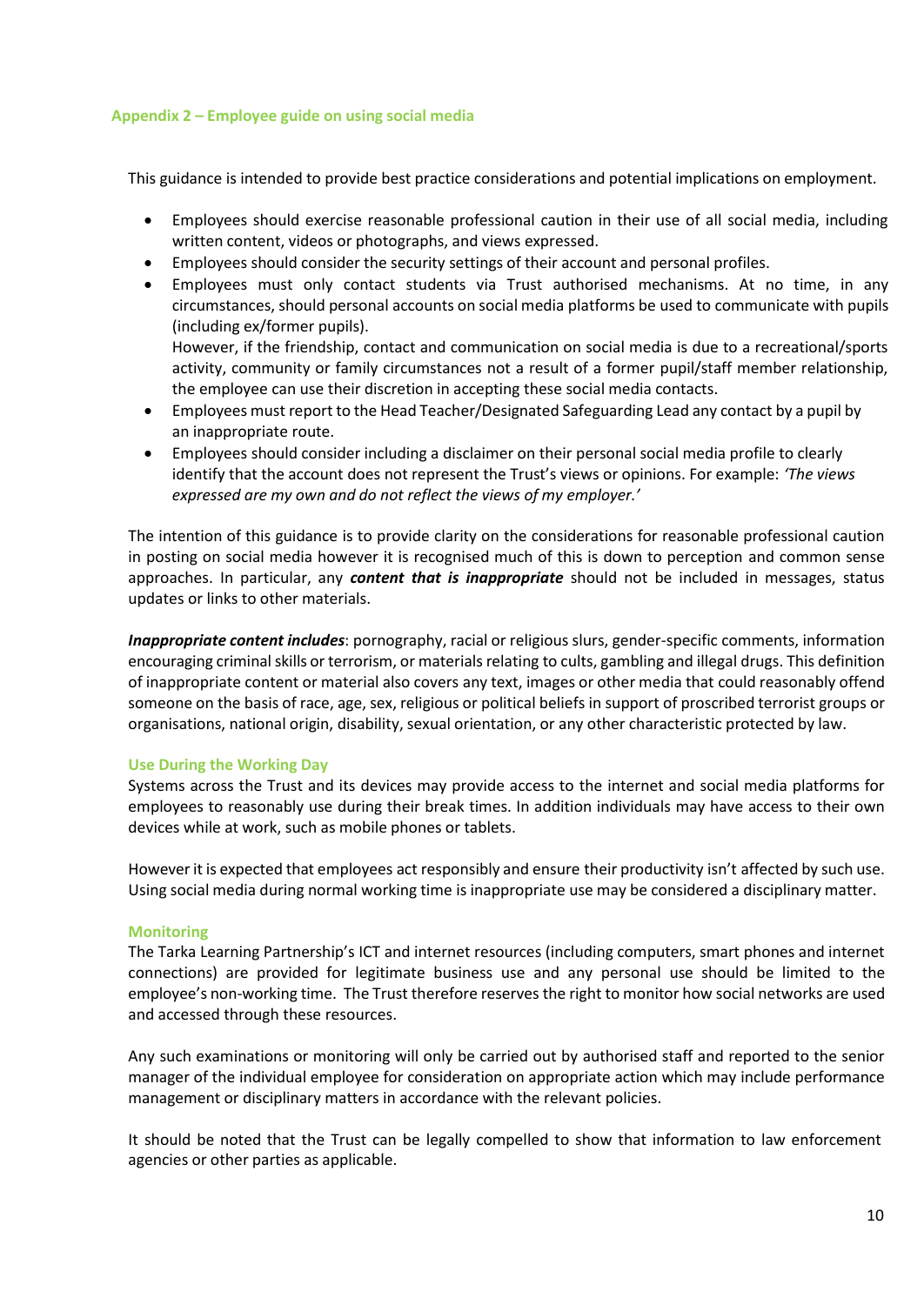## Appendix 2 – Employee guide on using social media

This guidance is intended to provide best practice considerations and potential implications on employment.

- Employees should exercise reasonable professional caution in their use of all social media, including written content, videos or photographs, and views expressed.
- Employees should consider the security settings of their account and personal profiles.
- Employees must only contact students via Trust authorised mechanisms. At no time, in any circumstances, should personal accounts on social media platforms be used to communicate with pupils (including ex/former pupils).
  However, if the friendship, contact and communication on social media is due to a recreational/sports activity, community or family circumstances not a result of a former pupil/staff member relationship, the employee can use their discretion in accepting these social media contacts.
- Employees must report to the Head Teacher/Designated Safeguarding Lead any contact by a pupil by an inappropriate route.
- Employees should consider including a disclaimer on their personal social media profile to clearly identify that the account does not represent the Trust's views or opinions. For example: *'The views expressed are my own and do not reflect the views of my employer.'*

The intention of this guidance is to provide clarity on the considerations for reasonable professional caution in posting on social media however it is recognised much of this is down to perception and common sense approaches. In particular, any ***content that is inappropriate*** should not be included in messages, status updates or links to other materials.

***Inappropriate content includes***: pornography, racial or religious slurs, gender-specific comments, information encouraging criminal skills or terrorism, or materials relating to cults, gambling and illegal drugs. This definition of inappropriate content or material also covers any text, images or other media that could reasonably offend someone on the basis of race, age, sex, religious or political beliefs in support of proscribed terrorist groups or organisations, national origin, disability, sexual orientation, or any other characteristic protected by law.

### Use During the Working Day

Systems across the Trust and its devices may provide access to the internet and social media platforms for employees to reasonably use during their break times. In addition individuals may have access to their own devices while at work, such as mobile phones or tablets.

However it is expected that employees act responsibly and ensure their productivity isn't affected by such use. Using social media during normal working time is inappropriate use may be considered a disciplinary matter.

### Monitoring

The Tarka Learning Partnership's ICT and internet resources (including computers, smart phones and internet connections) are provided for legitimate business use and any personal use should be limited to the employee's non-working time. The Trust therefore reserves the right to monitor how social networks are used and accessed through these resources.

Any such examinations or monitoring will only be carried out by authorised staff and reported to the senior manager of the individual employee for consideration on appropriate action which may include performance management or disciplinary matters in accordance with the relevant policies.

It should be noted that the Trust can be legally compelled to show that information to law enforcement agencies or other parties as applicable.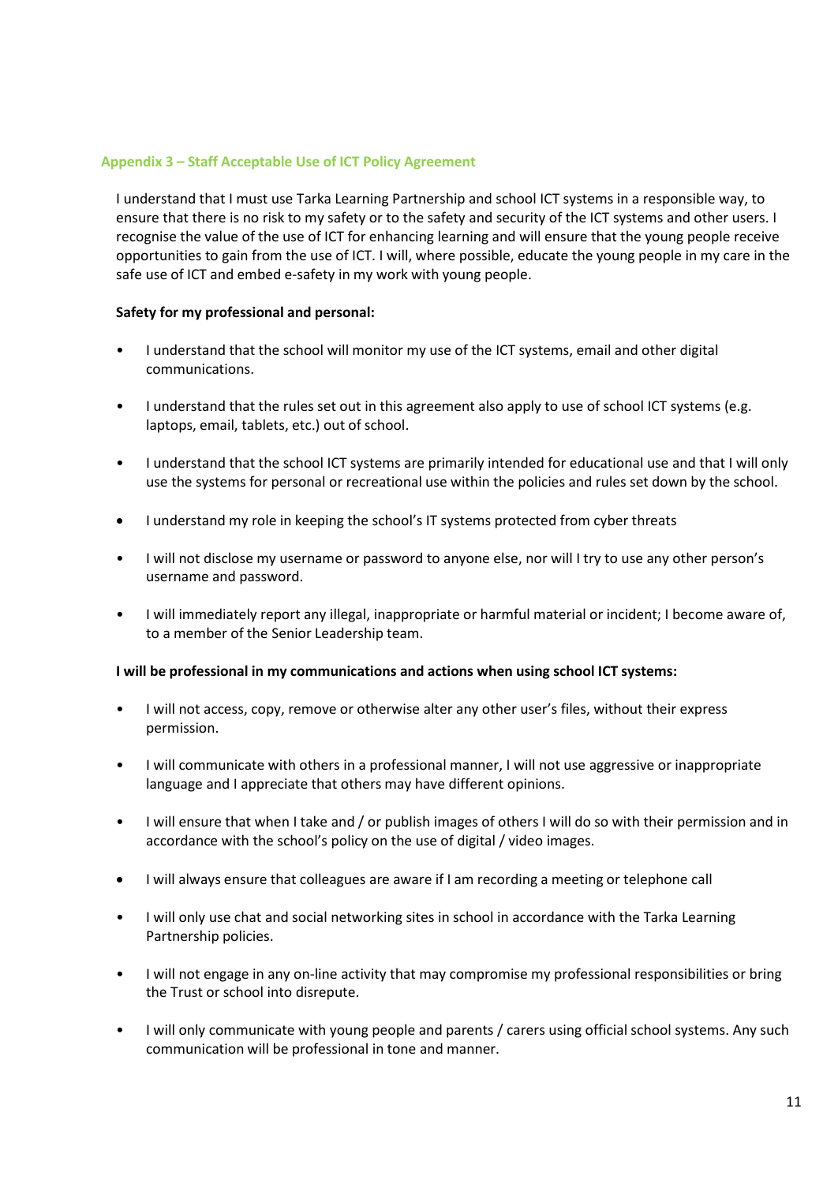## Appendix 3 – Staff Acceptable Use of ICT Policy Agreement

I understand that I must use Tarka Learning Partnership and school ICT systems in a responsible way, to ensure that there is no risk to my safety or to the safety and security of the ICT systems and other users. I recognise the value of the use of ICT for enhancing learning and will ensure that the young people receive opportunities to gain from the use of ICT. I will, where possible, educate the young people in my care in the safe use of ICT and embed e-safety in my work with young people.

**Safety for my professional and personal:**

- I understand that the school will monitor my use of the ICT systems, email and other digital communications.
- I understand that the rules set out in this agreement also apply to use of school ICT systems (e.g. laptops, email, tablets, etc.) out of school.
- I understand that the school ICT systems are primarily intended for educational use and that I will only use the systems for personal or recreational use within the policies and rules set down by the school.
- I understand my role in keeping the school's IT systems protected from cyber threats
- I will not disclose my username or password to anyone else, nor will I try to use any other person's username and password.
- I will immediately report any illegal, inappropriate or harmful material or incident; I become aware of, to a member of the Senior Leadership team.

**I will be professional in my communications and actions when using school ICT systems:**

- I will not access, copy, remove or otherwise alter any other user's files, without their express permission.
- I will communicate with others in a professional manner, I will not use aggressive or inappropriate language and I appreciate that others may have different opinions.
- I will ensure that when I take and / or publish images of others I will do so with their permission and in accordance with the school's policy on the use of digital / video images.
- I will always ensure that colleagues are aware if I am recording a meeting or telephone call
- I will only use chat and social networking sites in school in accordance with the Tarka Learning Partnership policies.
- I will not engage in any on-line activity that may compromise my professional responsibilities or bring the Trust or school into disrepute.
- I will only communicate with young people and parents / carers using official school systems. Any such communication will be professional in tone and manner.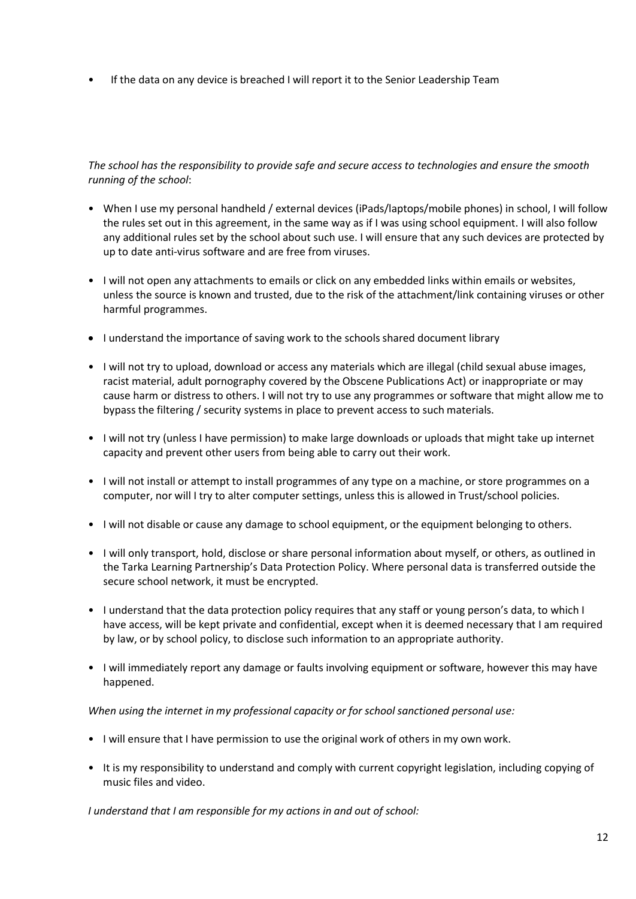- If the data on any device is breached I will report it to the Senior Leadership Team

*The school has the responsibility to provide safe and secure access to technologies and ensure the smooth running of the school*:

- When I use my personal handheld / external devices (iPads/laptops/mobile phones) in school, I will follow the rules set out in this agreement, in the same way as if I was using school equipment. I will also follow any additional rules set by the school about such use. I will ensure that any such devices are protected by up to date anti-virus software and are free from viruses.
- I will not open any attachments to emails or click on any embedded links within emails or websites, unless the source is known and trusted, due to the risk of the attachment/link containing viruses or other harmful programmes.
- I understand the importance of saving work to the schools shared document library
- I will not try to upload, download or access any materials which are illegal (child sexual abuse images, racist material, adult pornography covered by the Obscene Publications Act) or inappropriate or may cause harm or distress to others. I will not try to use any programmes or software that might allow me to bypass the filtering / security systems in place to prevent access to such materials.
- I will not try (unless I have permission) to make large downloads or uploads that might take up internet capacity and prevent other users from being able to carry out their work.
- I will not install or attempt to install programmes of any type on a machine, or store programmes on a computer, nor will I try to alter computer settings, unless this is allowed in Trust/school policies.
- I will not disable or cause any damage to school equipment, or the equipment belonging to others.
- I will only transport, hold, disclose or share personal information about myself, or others, as outlined in the Tarka Learning Partnership's Data Protection Policy. Where personal data is transferred outside the secure school network, it must be encrypted.
- I understand that the data protection policy requires that any staff or young person's data, to which I have access, will be kept private and confidential, except when it is deemed necessary that I am required by law, or by school policy, to disclose such information to an appropriate authority.
- I will immediately report any damage or faults involving equipment or software, however this may have happened.

*When using the internet in my professional capacity or for school sanctioned personal use:*

- I will ensure that I have permission to use the original work of others in my own work.
- It is my responsibility to understand and comply with current copyright legislation, including copying of music files and video.

*I understand that I am responsible for my actions in and out of school:*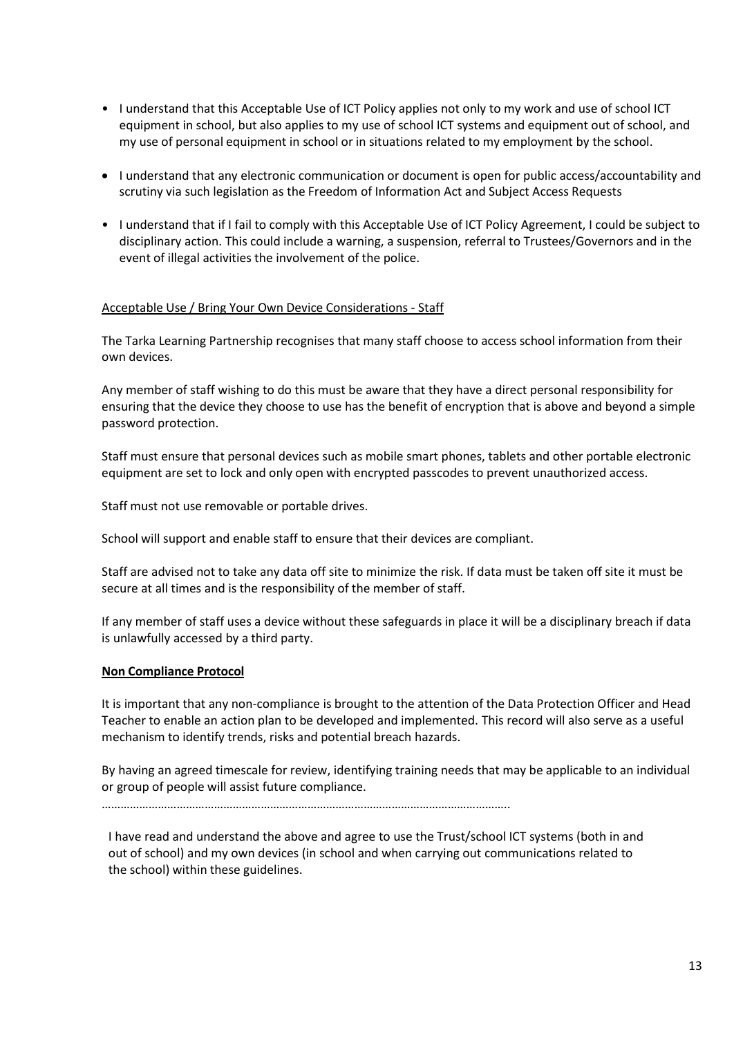- I understand that this Acceptable Use of ICT Policy applies not only to my work and use of school ICT equipment in school, but also applies to my use of school ICT systems and equipment out of school, and my use of personal equipment in school or in situations related to my employment by the school.
- I understand that any electronic communication or document is open for public access/accountability and scrutiny via such legislation as the Freedom of Information Act and Subject Access Requests
- I understand that if I fail to comply with this Acceptable Use of ICT Policy Agreement, I could be subject to disciplinary action. This could include a warning, a suspension, referral to Trustees/Governors and in the event of illegal activities the involvement of the police.

Acceptable Use / Bring Your Own Device Considerations - Staff

The Tarka Learning Partnership recognises that many staff choose to access school information from their own devices.

Any member of staff wishing to do this must be aware that they have a direct personal responsibility for ensuring that the device they choose to use has the benefit of encryption that is above and beyond a simple password protection.

Staff must ensure that personal devices such as mobile smart phones, tablets and other portable electronic equipment are set to lock and only open with encrypted passcodes to prevent unauthorized access.

Staff must not use removable or portable drives.

School will support and enable staff to ensure that their devices are compliant.

Staff are advised not to take any data off site to minimize the risk. If data must be taken off site it must be secure at all times and is the responsibility of the member of staff.

If any member of staff uses a device without these safeguards in place it will be a disciplinary breach if data is unlawfully accessed by a third party.

**Non Compliance Protocol**

It is important that any non-compliance is brought to the attention of the Data Protection Officer and Head Teacher to enable an action plan to be developed and implemented. This record will also serve as a useful mechanism to identify trends, risks and potential breach hazards.

By having an agreed timescale for review, identifying training needs that may be applicable to an individual or group of people will assist future compliance.

…………………………………………………………………………………………………………………..

I have read and understand the above and agree to use the Trust/school ICT systems (both in and out of school) and my own devices (in school and when carrying out communications related to the school) within these guidelines.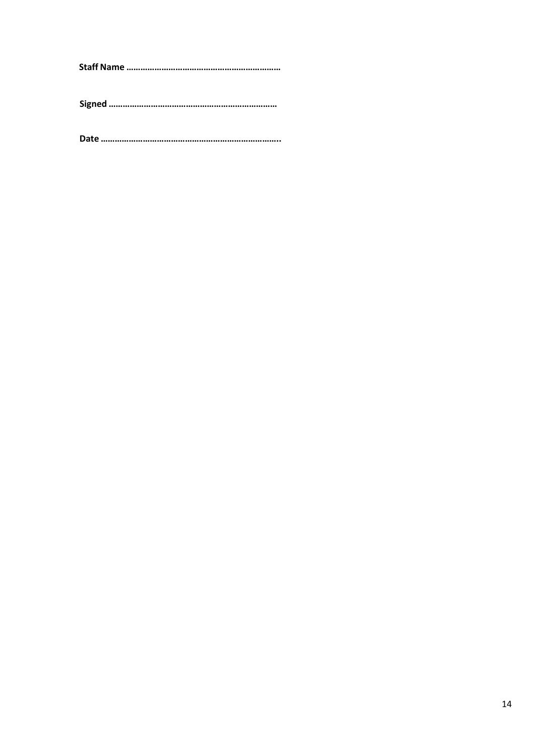**Staff Name …………………………………………………………**

**Signed ……………………………………………………………**

**Date ………………………………………………………………..**